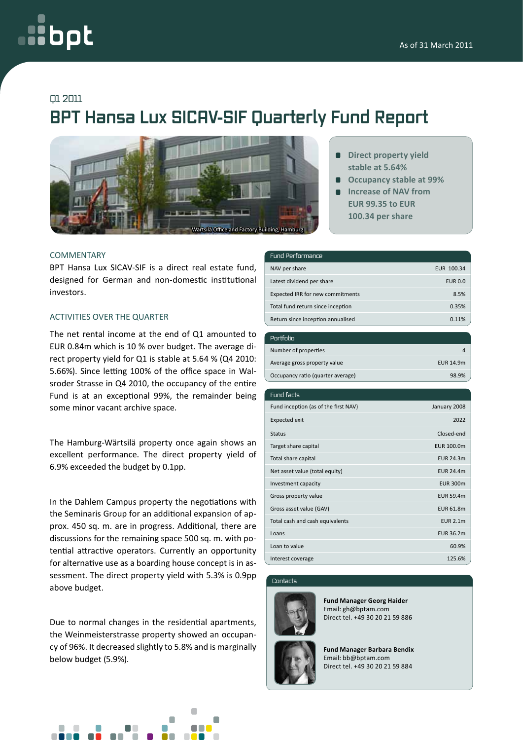As of 31 March 2011

Q1 2011

# BPT Hansa Lux SICAV-SIF Quarterly Fund Report

Wärtsilä Office and Factory Building, Hamburg

- **Direct property yield stable at 5.64%**
- **Occupancy stable at 99%**
- **Increase of NAV from EUR 99.35 to EUR 100.34 per share**

## COMMENTARY

BPT Hansa Lux SICAV-SIF is a direct real estate fund, designed for German and non-domestic institutional investors.

## ACTIVITIES OVER THE QUARTER

The net rental income at the end of Q1 amounted to EUR 0.84m which is 10 % over budget. The average direct property yield for Q1 is stable at 5.64 % (Q4 2010: 5.66%). Since letting 100% of the office space in Walsroder Strasse in Q4 2010, the occupancy of the entire Fund is at an exceptional 99%, the remainder being some minor vacant archive space.

The Hamburg-Wärtsilä property once again shows an excellent performance. The direct property yield of 6.9% exceeded the budget by 0.1pp.

In the Dahlem Campus property the negotiations with the Seminaris Group for an additional expansion of approx. 450 sq. m. are in progress. Additional, there are discussions for the remaining space 500 sq. m. with potential attractive operators. Currently an opportunity for alternative use as a boarding house concept is in assessment. The direct property yield with 5.3% is 0.9pp above budget.

Due to normal changes in the residential apartments, the Weinmeisterstrasse property showed an occupancy of 96%. It decreased slightly to 5.8% and is marginally below budget (5.9%).

| Fund Performance | |
|---|---|
| NAV per share | EUR 100.34 |
| Latest dividend per share | EUR 0.0 |
| Expected IRR for new commitments | 8.5% |
| Total fund return since inception | 0.35% |
| Return since inception annualised | 0.11% |

| Portfolio | |
|---|---|
| Number of properties | 4 |
| Average gross property value | EUR 14.9m |
| Occupancy ratio (quarter average) | 98.9% |

| Fund facts | |
|---|---|
| Fund inception (as of the first NAV) | January 2008 |
| Expected exit | 2022 |
| Status | Closed-end |
| Target share capital | EUR 100.0m |
| Total share capital | EUR 24.3m |
| Net asset value (total equity) | EUR 24.4m |
| Investment capacity | EUR 300m |
| Gross property value | EUR 59.4m |
| Gross asset value (GAV) | EUR 61.8m |
| Total cash and cash equivalents | EUR 2.1m |
| Loans | EUR 36.2m |
| Loan to value | 60.9% |
| Interest coverage | 125.6% |

## Contacts

**Fund Manager Georg Haider**
Email: gh@bptam.com
Direct tel. +49 30 20 21 59 886

**Fund Manager Barbara Bendix**
Email: bb@bptam.com
Direct tel. +49 30 20 21 59 884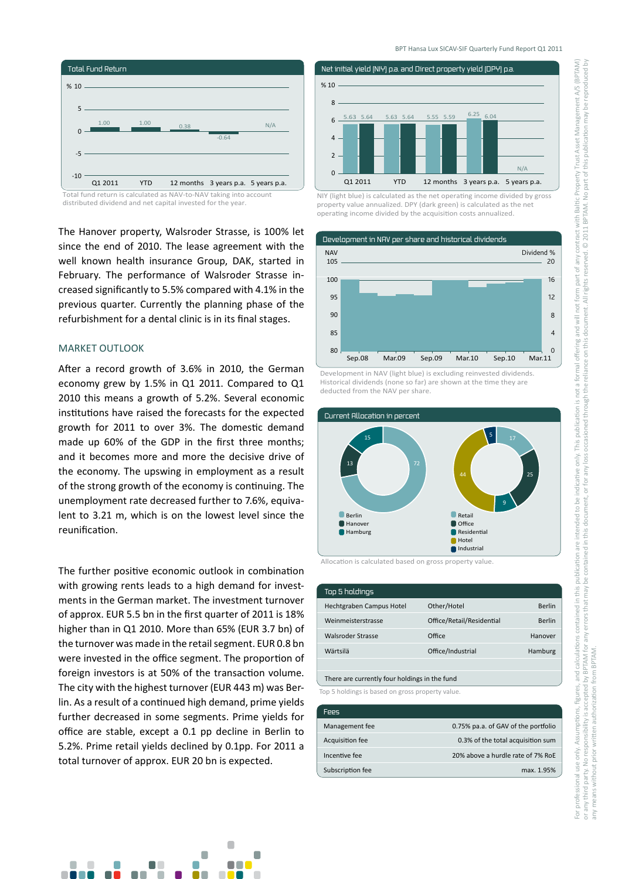## Total Fund Return

% 10
5
0
-5
-10

1.00 | 1.00 | 0.38 | -0.64 | N/A

Q1 2011 | YTD | 12 months | 3 years p.a. | 5 years p.a.

Total fund return is calculated as NAV-to-NAV taking into account distributed dividend and net capital invested for the year.

## Net initial yield (NIY) p.a. and Direct property yield (DPY) p.a.

% 10
8
6
4
2
0

5.63 5.64 | 5.63 5.64 | 5.55 5.59 | 6.25 6.04 | N/A

Q1 2011 | YTD | 12 months | 3 years p.a. | 5 years p.a.

NIY (light blue) is calculated as the net operating income divided by gross property value annualized. DPY (dark green) is calculated as the net operating income divided by the acquisition costs annualized.

The Hanover property, Walsroder Strasse, is 100% let since the end of 2010. The lease agreement with the well known health insurance Group, DAK, started in February. The performance of Walsroder Strasse increased significantly to 5.5% compared with 4.1% in the previous quarter. Currently the planning phase of the refurbishment for a dental clinic is in its final stages.

## MARKET OUTLOOK

After a record growth of 3.6% in 2010, the German economy grew by 1.5% in Q1 2011. Compared to Q1 2010 this means a growth of 5.2%. Several economic institutions have raised the forecasts for the expected growth for 2011 to over 3%. The domestic demand made up 60% of the GDP in the first three months; and it becomes more and more the decisive drive of the economy. The upswing in employment as a result of the strong growth of the economy is continuing. The unemployment rate decreased further to 7.6%, equivalent to 3.21 m, which is on the lowest level since the reunification.

The further positive economic outlook in combination with growing rents leads to a high demand for investments in the German market. The investment turnover of approx. EUR 5.5 bn in the first quarter of 2011 is 18% higher than in Q1 2010. More than 65% (EUR 3.7 bn) of the turnover was made in the retail segment. EUR 0.8 bn were invested in the office segment. The proportion of foreign investors is at 50% of the transaction volume. The city with the highest turnover (EUR 443 m) was Berlin. As a result of a continued high demand, prime yields further decreased in some segments. Prime yields for office are stable, except a 0.1 pp decline in Berlin to 5.2%. Prime retail yields declined by 0.1pp. For 2011 a total turnover of approx. EUR 20 bn is expected.

## Development in NAV per share and historical dividends

NAV
105
100
95
90
85
80

Dividend %
20
16
12
8
4
0

Sep.08 | Mar.09 | Sep.09 | Mar.10 | Sep.10 | Mar.11

Development in NAV (light blue) is excluding reinvested dividends. Historical dividends (none so far) are shown at the time they are deducted from the NAV per share.

## Current Allocation in percent

72
13
15

Berlin
Hanover
Hamburg

17
25
9
44
5

Retail
Office
Residential
Hotel
Industrial

Allocation is calculated based on gross property value.

## Top 5 holdings

| | | |
|---|---|---|
| Hechtgraben Campus Hotel | Other/Hotel | Berlin |
| Weinmeisterstrasse | Office/Retail/Residential | Berlin |
| Walsroder Strasse | Office | Hanover |
| Wärtsilä | Office/Industrial | Hamburg |
| | | |
| There are currently four holdings in the fund | | |

Top 5 holdings is based on gross property value.

## Fees

| | |
|---|---|
| Management fee | 0.75% pa.a. of GAV of the portfolio |
| Acquisition fee | 0.3% of the total acquisition sum |
| Incentive fee | 20% above a hurdle rate of 7% RoE |
| Subscription fee | max. 1.95% |

For professional use only. Assumptions, figures, and calculations contained in this publication are intended to be indicative only. This publication is not a formal offering and will not form part of any contract with Baltic Property Trust Asset Management A/S (BPTAM) or any third party. No responsibility is accepted by BPTAM for any errors that may be contained in this document, or for any loss occasioned through the reliance on this document. All rights reserved. © 2011 BPTAM. No part of this publication may be reproduced by any means without prior written authorization from BPTAM.